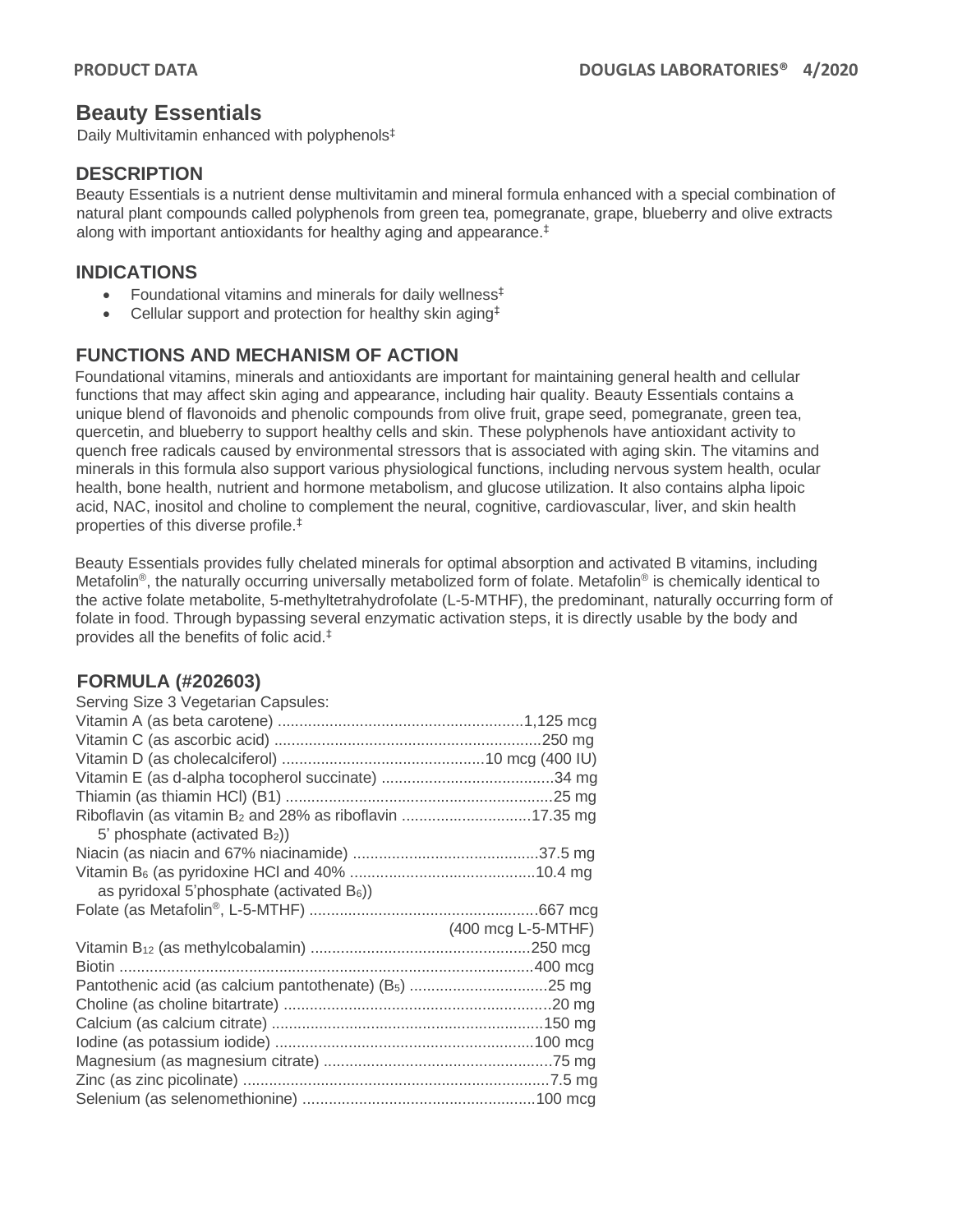# Beauty Essentials

Daily Multivitamin enhanced with polyphenols‡

## DESCRIPTION

Beauty Essentials is a nutrient dense multivitamin and mineral formula enhanced with a special combination of natural plant compounds called polyphenols from green tea, pomegranate, grape, blueberry and olive extracts along with important antioxidants for healthy aging and appearance.‡

## INDICATIONS

- Foundational vitamins and minerals for daily wellness‡
- Cellular support and protection for healthy skin aging‡

## FUNCTIONS AND MECHANISM OF ACTION

Foundational vitamins, minerals and antioxidants are important for maintaining general health and cellular functions that may affect skin aging and appearance, including hair quality. Beauty Essentials contains a unique blend of flavonoids and phenolic compounds from olive fruit, grape seed, pomegranate, green tea, quercetin, and blueberry to support healthy cells and skin. These polyphenols have antioxidant activity to quench free radicals caused by environmental stressors that is associated with aging skin. The vitamins and minerals in this formula also support various physiological functions, including nervous system health, ocular health, bone health, nutrient and hormone metabolism, and glucose utilization. It also contains alpha lipoic acid, NAC, inositol and choline to complement the neural, cognitive, cardiovascular, liver, and skin health properties of this diverse profile.‡

Beauty Essentials provides fully chelated minerals for optimal absorption and activated B vitamins, including Metafolin®, the naturally occurring universally metabolized form of folate. Metafolin® is chemically identical to the active folate metabolite, 5-methyltetrahydrofolate (L-5-MTHF), the predominant, naturally occurring form of folate in food. Through bypassing several enzymatic activation steps, it is directly usable by the body and provides all the benefits of folic acid.‡

## FORMULA (#202603)

Serving Size 3 Vegetarian Capsules:

| Ingredient | Amount |
|---|---|
| Vitamin A (as beta carotene) | 1,125 mcg |
| Vitamin C (as ascorbic acid) | 250 mg |
| Vitamin D (as cholecalciferol) | 10 mcg (400 IU) |
| Vitamin E (as d-alpha tocopherol succinate) | 34 mg |
| Thiamin (as thiamin HCl) (B1) | 25 mg |
| Riboflavin (as vitamin $B_2$ and 28% as riboflavin 5' phosphate (activated $B_2$)) | 17.35 mg |
| Niacin (as niacin and 67% niacinamide) | 37.5 mg |
| Vitamin $B_6$ (as pyridoxine HCl and 40% as pyridoxal 5'phosphate (activated $B_6$)) | 10.4 mg |
| Folate (as Metafolin®, L-5-MTHF) | 667 mcg (400 mcg L-5-MTHF) |
| Vitamin $B_{12}$ (as methylcobalamin) | 250 mcg |
| Biotin | 400 mcg |
| Pantothenic acid (as calcium pantothenate) ($B_5$) | 25 mg |
| Choline (as choline bitartrate) | 20 mg |
| Calcium (as calcium citrate) | 150 mg |
| Iodine (as potassium iodide) | 100 mcg |
| Magnesium (as magnesium citrate) | 75 mg |
| Zinc (as zinc picolinate) | 7.5 mg |
| Selenium (as selenomethionine) | 100 mcg |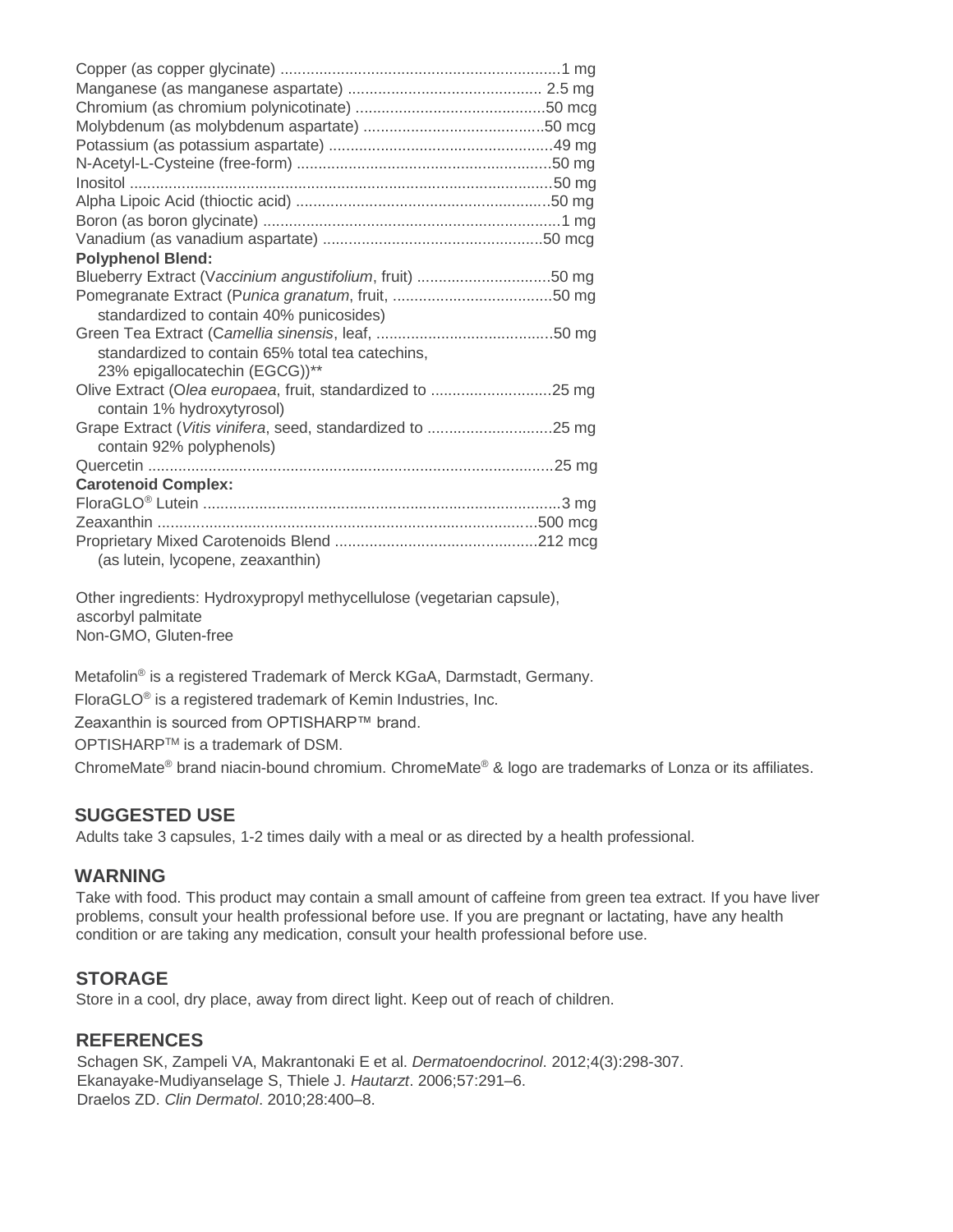| | |
|---|---|
| Copper (as copper glycinate) | 1 mg |
| Manganese (as manganese aspartate) | 2.5 mg |
| Chromium (as chromium polynicotinate) | 50 mcg |
| Molybdenum (as molybdenum aspartate) | 50 mcg |
| Potassium (as potassium aspartate) | 49 mg |
| N-Acetyl-L-Cysteine (free-form) | 50 mg |
| Inositol | 50 mg |
| Alpha Lipoic Acid (thioctic acid) | 50 mg |
| Boron (as boron glycinate) | 1 mg |
| Vanadium (as vanadium aspartate) | 50 mcg |
| **Polyphenol Blend:** | |
| Blueberry Extract (V*accinium angustifolium*, fruit) | 50 mg |
| Pomegranate Extract (P*unica granatum*, fruit, standardized to contain 40% punicosides) | 50 mg |
| Green Tea Extract (C*amellia sinensis*, leaf, standardized to contain 65% total tea catechins, 23% epigallocatechin (EGCG))** | 50 mg |
| Olive Extract (O*lea europaea*, fruit, standardized to contain 1% hydroxytyrosol) | 25 mg |
| Grape Extract (*Vitis vinifera*, seed, standardized to contain 92% polyphenols) | 25 mg |
| Quercetin | 25 mg |
| **Carotenoid Complex:** | |
| FloraGLO® Lutein | 3 mg |
| Zeaxanthin | 500 mcg |
| Proprietary Mixed Carotenoids Blend (as lutein, lycopene, zeaxanthin) | 212 mcg |

Other ingredients: Hydroxypropyl methycellulose (vegetarian capsule), ascorbyl palmitate
Non-GMO, Gluten-free

Metafolin® is a registered Trademark of Merck KGaA, Darmstadt, Germany.

FloraGLO® is a registered trademark of Kemin Industries, Inc.

Zeaxanthin is sourced from OPTISHARP™ brand.

OPTISHARP™ is a trademark of DSM.

ChromeMate® brand niacin-bound chromium. ChromeMate® & logo are trademarks of Lonza or its affiliates.

## SUGGESTED USE

Adults take 3 capsules, 1-2 times daily with a meal or as directed by a health professional.

## WARNING

Take with food. This product may contain a small amount of caffeine from green tea extract. If you have liver problems, consult your health professional before use. If you are pregnant or lactating, have any health condition or are taking any medication, consult your health professional before use.

## STORAGE

Store in a cool, dry place, away from direct light. Keep out of reach of children.

## REFERENCES

Schagen SK, Zampeli VA, Makrantonaki E et al. *Dermatoendocrinol*. 2012;4(3):298-307.
Ekanayake-Mudiyanselage S, Thiele J. *Hautarzt*. 2006;57:291–6.
Draelos ZD. *Clin Dermatol*. 2010;28:400–8.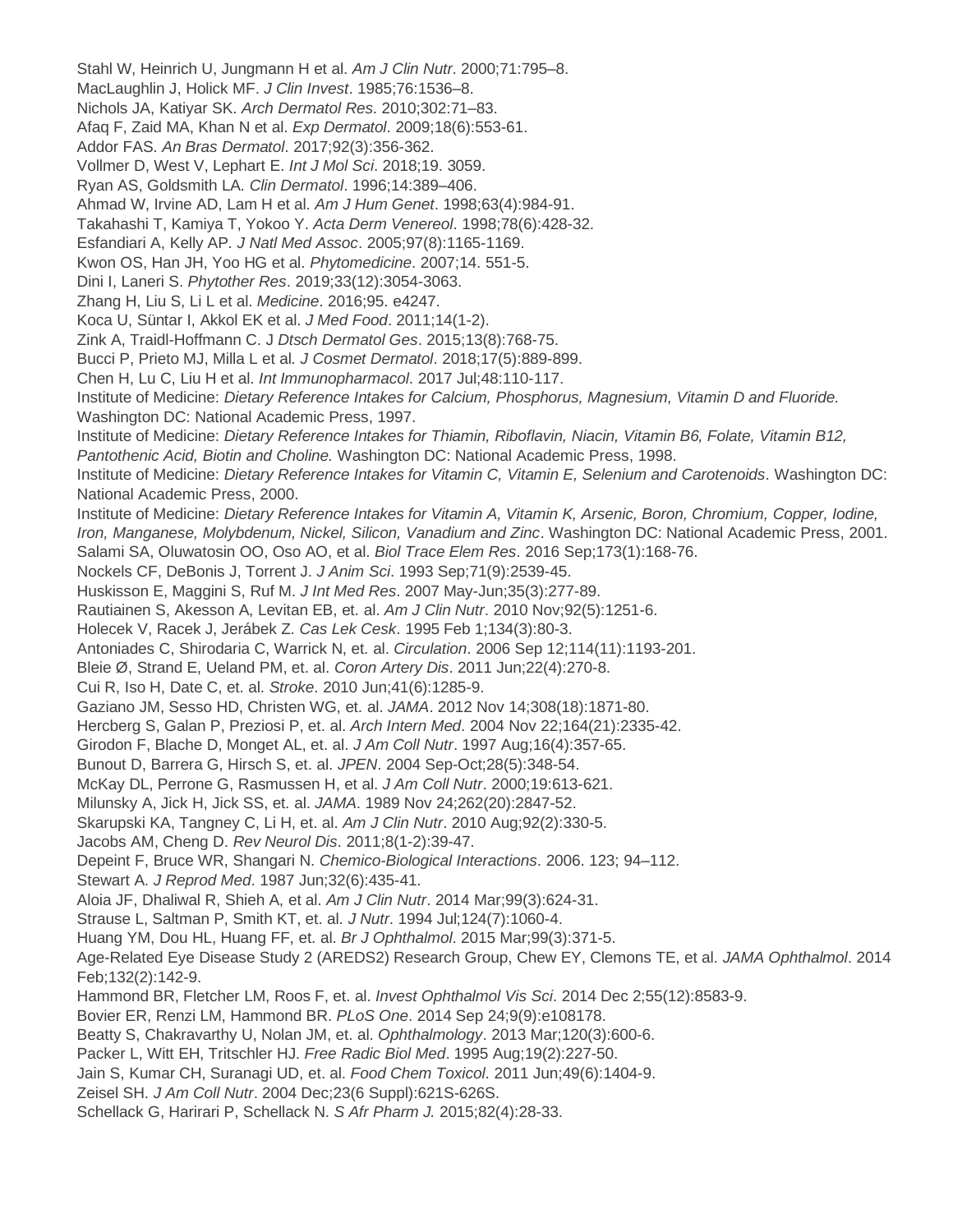Stahl W, Heinrich U, Jungmann H et al. *Am J Clin Nutr*. 2000;71:795–8.
MacLaughlin J, Holick MF. *J Clin Invest*. 1985;76:1536–8.
Nichols JA, Katiyar SK. *Arch Dermatol Res*. 2010;302:71–83.
Afaq F, Zaid MA, Khan N et al. *Exp Dermatol*. 2009;18(6):553-61.
Addor FAS. *An Bras Dermatol*. 2017;92(3):356-362.
Vollmer D, West V, Lephart E. *Int J Mol Sci*. 2018;19. 3059.
Ryan AS, Goldsmith LA. *Clin Dermatol*. 1996;14:389–406.
Ahmad W, Irvine AD, Lam H et al. *Am J Hum Genet*. 1998;63(4):984-91.
Takahashi T, Kamiya T, Yokoo Y. *Acta Derm Venereol*. 1998;78(6):428-32.
Esfandiari A, Kelly AP. *J Natl Med Assoc*. 2005;97(8):1165-1169.
Kwon OS, Han JH, Yoo HG et al. *Phytomedicine*. 2007;14. 551-5.
Dini I, Laneri S. *Phytother Res*. 2019;33(12):3054-3063.
Zhang H, Liu S, Li L et al. *Medicine*. 2016;95. e4247.
Koca U, Süntar I, Akkol EK et al. *J Med Food*. 2011;14(1-2).
Zink A, Traidl-Hoffmann C. *J Dtsch Dermatol Ges*. 2015;13(8):768-75.
Bucci P, Prieto MJ, Milla L et al. *J Cosmet Dermatol*. 2018;17(5):889-899.
Chen H, Lu C, Liu H et al. *Int Immunopharmacol*. 2017 Jul;48:110-117.
Institute of Medicine: *Dietary Reference Intakes for Calcium, Phosphorus, Magnesium, Vitamin D and Fluoride.* Washington DC: National Academic Press, 1997.
Institute of Medicine: *Dietary Reference Intakes for Thiamin, Riboflavin, Niacin, Vitamin B6, Folate, Vitamin B12, Pantothenic Acid, Biotin and Choline.* Washington DC: National Academic Press, 1998.
Institute of Medicine: *Dietary Reference Intakes for Vitamin C, Vitamin E, Selenium and Carotenoids*. Washington DC: National Academic Press, 2000.
Institute of Medicine: *Dietary Reference Intakes for Vitamin A, Vitamin K, Arsenic, Boron, Chromium, Copper, Iodine, Iron, Manganese, Molybdenum, Nickel, Silicon, Vanadium and Zinc*. Washington DC: National Academic Press, 2001.
Salami SA, Oluwatosin OO, Oso AO, et al. *Biol Trace Elem Res*. 2016 Sep;173(1):168-76.
Nockels CF, DeBonis J, Torrent J. *J Anim Sci*. 1993 Sep;71(9):2539-45.
Huskisson E, Maggini S, Ruf M. *J Int Med Res*. 2007 May-Jun;35(3):277-89.
Rautiainen S, Akesson A, Levitan EB, et. al. *Am J Clin Nutr*. 2010 Nov;92(5):1251-6.
Holecek V, Racek J, Jerábek Z. *Cas Lek Cesk*. 1995 Feb 1;134(3):80-3.
Antoniades C, Shirodaria C, Warrick N, et. al. *Circulation*. 2006 Sep 12;114(11):1193-201.
Bleie Ø, Strand E, Ueland PM, et. al. *Coron Artery Dis*. 2011 Jun;22(4):270-8.
Cui R, Iso H, Date C, et. al. *Stroke*. 2010 Jun;41(6):1285-9.
Gaziano JM, Sesso HD, Christen WG, et. al. *JAMA*. 2012 Nov 14;308(18):1871-80.
Hercberg S, Galan P, Preziosi P, et. al. *Arch Intern Med*. 2004 Nov 22;164(21):2335-42.
Girodon F, Blache D, Monget AL, et. al. *J Am Coll Nutr*. 1997 Aug;16(4):357-65.
Bunout D, Barrera G, Hirsch S, et. al. *JPEN*. 2004 Sep-Oct;28(5):348-54.
McKay DL, Perrone G, Rasmussen H, et al. *J Am Coll Nutr*. 2000;19:613-621.
Milunsky A, Jick H, Jick SS, et. al. *JAMA*. 1989 Nov 24;262(20):2847-52.
Skarupski KA, Tangney C, Li H, et. al. *Am J Clin Nutr*. 2010 Aug;92(2):330-5.
Jacobs AM, Cheng D. *Rev Neurol Dis*. 2011;8(1-2):39-47.
Depeint F, Bruce WR, Shangari N. *Chemico-Biological Interactions*. 2006. 123; 94–112.
Stewart A. *J Reprod Med*. 1987 Jun;32(6):435-41.
Aloia JF, Dhaliwal R, Shieh A, et al. *Am J Clin Nutr*. 2014 Mar;99(3):624-31.
Strause L, Saltman P, Smith KT, et. al. *J Nutr*. 1994 Jul;124(7):1060-4.
Huang YM, Dou HL, Huang FF, et. al. *Br J Ophthalmol*. 2015 Mar;99(3):371-5.
Age-Related Eye Disease Study 2 (AREDS2) Research Group, Chew EY, Clemons TE, et al. *JAMA Ophthalmol*. 2014 Feb;132(2):142-9.
Hammond BR, Fletcher LM, Roos F, et. al. *Invest Ophthalmol Vis Sci*. 2014 Dec 2;55(12):8583-9.
Bovier ER, Renzi LM, Hammond BR. *PLoS One*. 2014 Sep 24;9(9):e108178.
Beatty S, Chakravarthy U, Nolan JM, et. al. *Ophthalmology*. 2013 Mar;120(3):600-6.
Packer L, Witt EH, Tritschler HJ. *Free Radic Biol Med*. 1995 Aug;19(2):227-50.
Jain S, Kumar CH, Suranagi UD, et. al. *Food Chem Toxicol*. 2011 Jun;49(6):1404-9.
Zeisel SH. *J Am Coll Nutr*. 2004 Dec;23(6 Suppl):621S-626S.
Schellack G, Harirari P, Schellack N. *S Afr Pharm J.* 2015;82(4):28-33.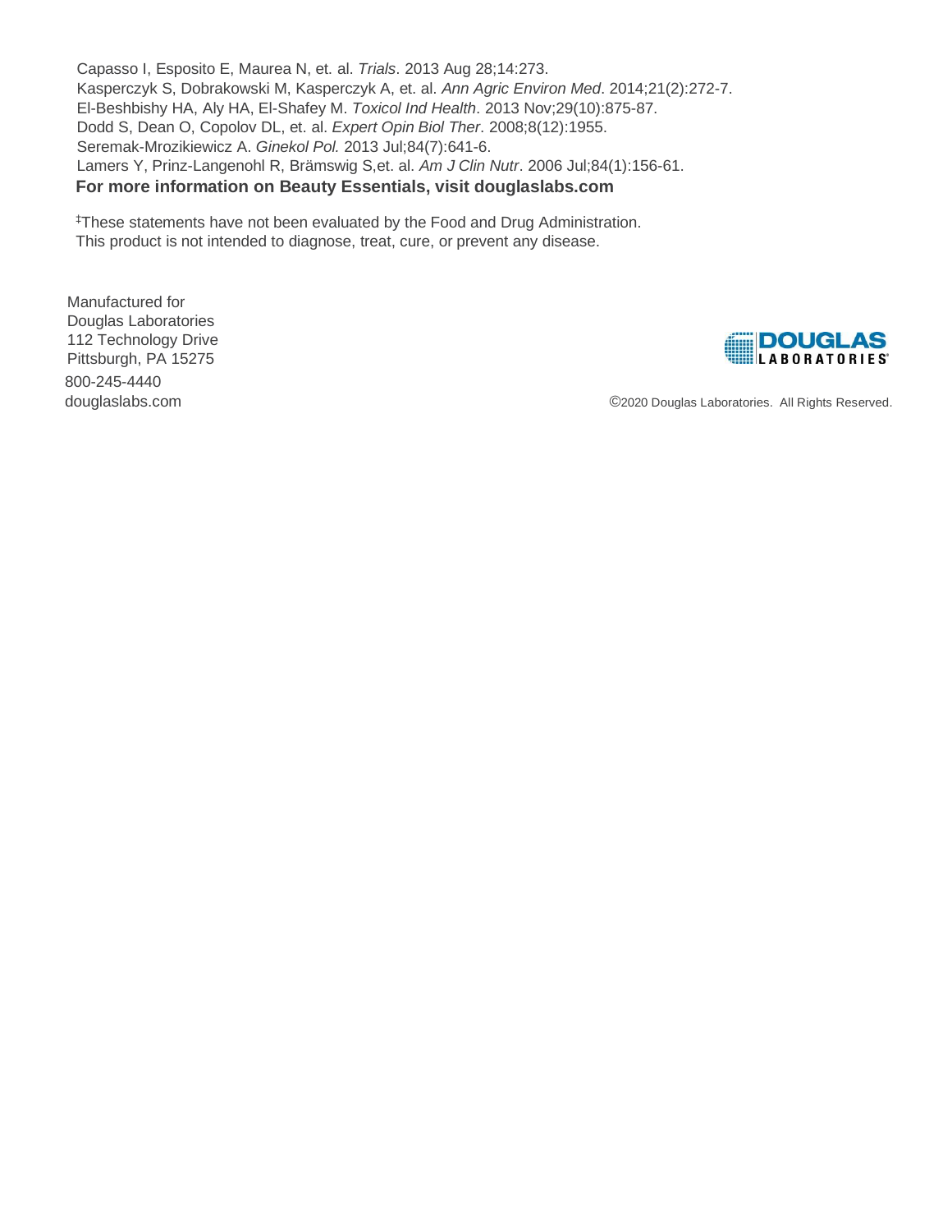Capasso I, Esposito E, Maurea N, et. al. *Trials*. 2013 Aug 28;14:273.
Kasperczyk S, Dobrakowski M, Kasperczyk A, et. al. *Ann Agric Environ Med*. 2014;21(2):272-7.
El-Beshbishy HA, Aly HA, El-Shafey M. *Toxicol Ind Health*. 2013 Nov;29(10):875-87.
Dodd S, Dean O, Copolov DL, et. al. *Expert Opin Biol Ther*. 2008;8(12):1955.
Seremak-Mrozikiewicz A. *Ginekol Pol.* 2013 Jul;84(7):641-6.
Lamers Y, Prinz-Langenohl R, Brämswig S,et. al. *Am J Clin Nutr*. 2006 Jul;84(1):156-61.

**For more information on Beauty Essentials, visit douglaslabs.com**

‡These statements have not been evaluated by the Food and Drug Administration.
This product is not intended to diagnose, treat, cure, or prevent any disease.

Manufactured for
Douglas Laboratories
112 Technology Drive
Pittsburgh, PA 15275
800-245-4440
douglaslabs.com

DOUGLAS LABORATORIES

©2020 Douglas Laboratories. All Rights Reserved.